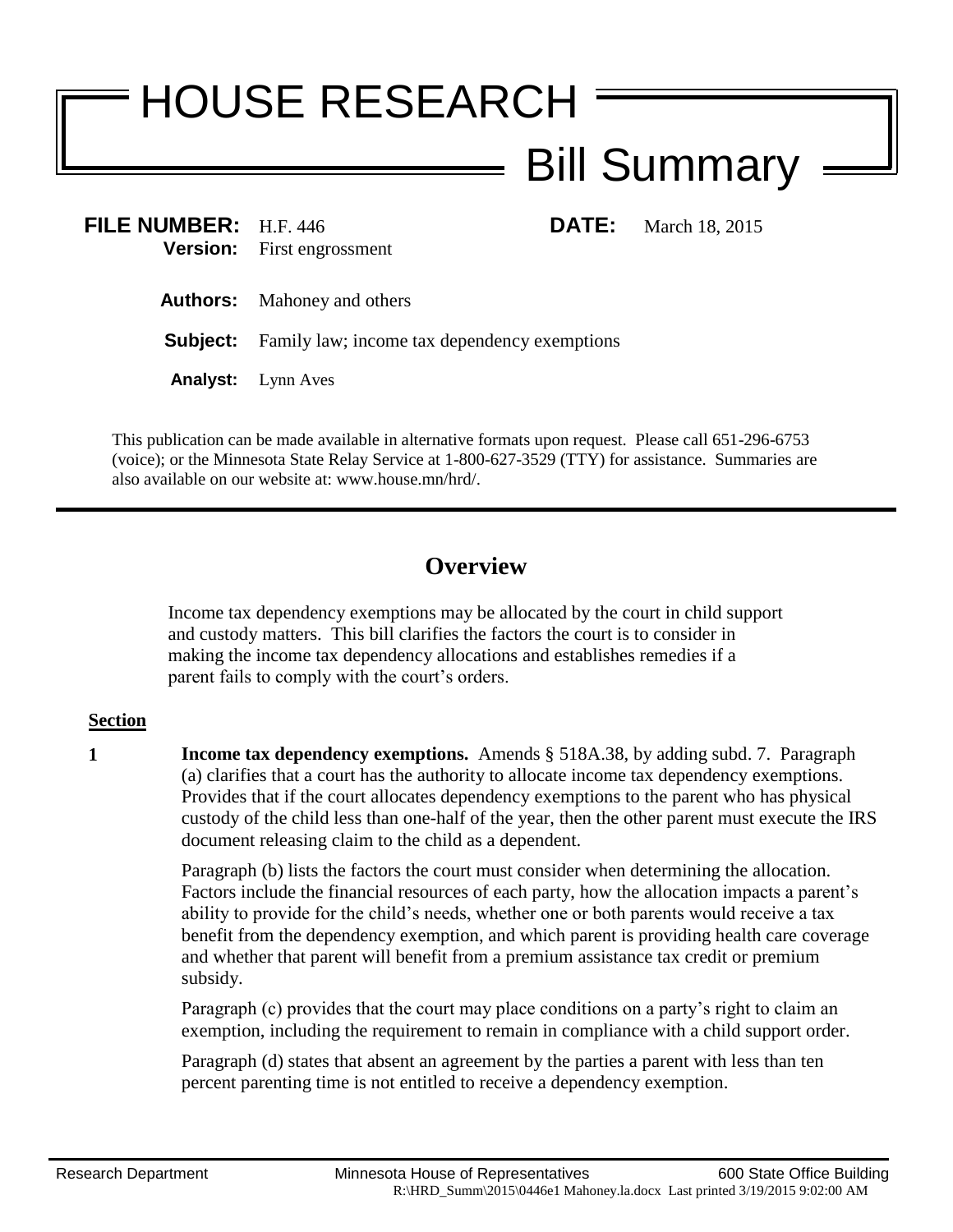# HOUSE RESEARCH

# Bill Summary

**FILE NUMBER:** H.F. 446 **DATE:** March 18, 2015

**Version:** First engrossment

**Authors:** Mahoney and others

**Subject:** Family law; income tax dependency exemptions

**Analyst:** Lynn Aves

This publication can be made available in alternative formats upon request. Please call 651-296-6753 (voice); or the Minnesota State Relay Service at 1-800-627-3529 (TTY) for assistance. Summaries are also available on our website at: www.house.mn/hrd/.

---

## Overview

Income tax dependency exemptions may be allocated by the court in child support and custody matters. This bill clarifies the factors the court is to consider in making the income tax dependency allocations and establishes remedies if a parent fails to comply with the court's orders.

**Section**

**1** **Income tax dependency exemptions.** Amends § 518A.38, by adding subd. 7. Paragraph (a) clarifies that a court has the authority to allocate income tax dependency exemptions. Provides that if the court allocates dependency exemptions to the parent who has physical custody of the child less than one-half of the year, then the other parent must execute the IRS document releasing claim to the child as a dependent.

Paragraph (b) lists the factors the court must consider when determining the allocation. Factors include the financial resources of each party, how the allocation impacts a parent's ability to provide for the child's needs, whether one or both parents would receive a tax benefit from the dependency exemption, and which parent is providing health care coverage and whether that parent will benefit from a premium assistance tax credit or premium subsidy.

Paragraph (c) provides that the court may place conditions on a party's right to claim an exemption, including the requirement to remain in compliance with a child support order.

Paragraph (d) states that absent an agreement by the parties a parent with less than ten percent parenting time is not entitled to receive a dependency exemption.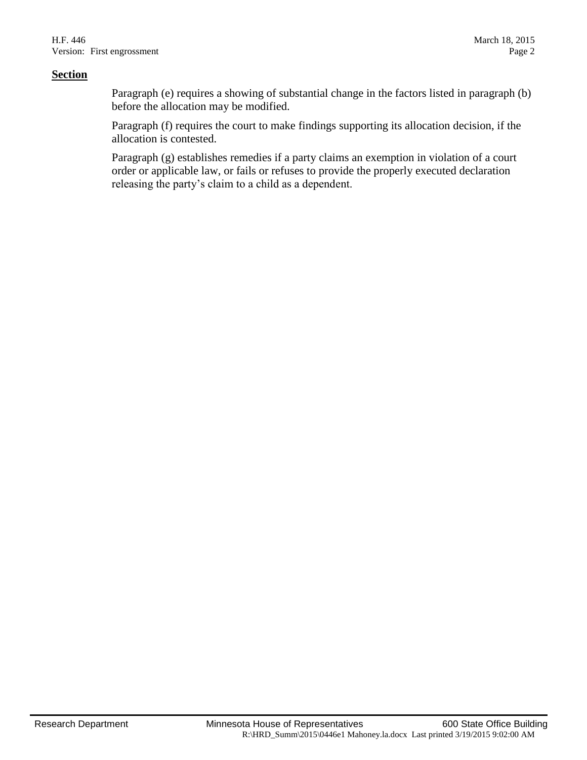**Section**

Paragraph (e) requires a showing of substantial change in the factors listed in paragraph (b) before the allocation may be modified.

Paragraph (f) requires the court to make findings supporting its allocation decision, if the allocation is contested.

Paragraph (g) establishes remedies if a party claims an exemption in violation of a court order or applicable law, or fails or refuses to provide the properly executed declaration releasing the party's claim to a child as a dependent.